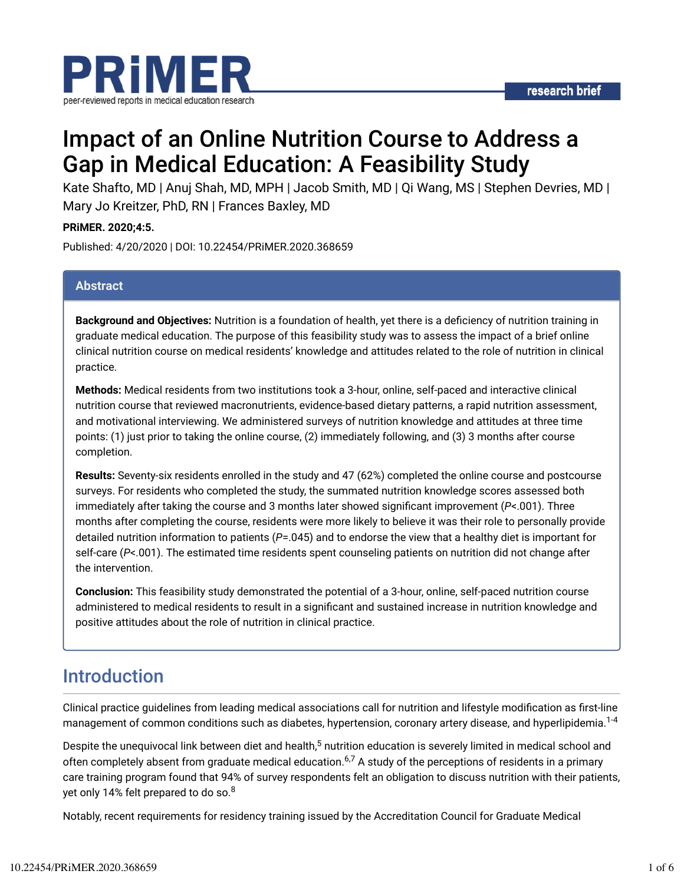# Impact of an Online Nutrition Course to Address a Gap in Medical Education: A Feasibility Study

Kate Shafto, MD | Anuj Shah, MD, MPH | Jacob Smith, MD | Qi Wang, MS | Stephen Devries, MD | Mary Jo Kreitzer, PhD, RN | Frances Baxley, MD

**PRiMER. 2020;4:5.**

Published: 4/20/2020 | DOI: 10.22454/PRiMER.2020.368659

## Abstract

**Background and Objectives:** Nutrition is a foundation of health, yet there is a deficiency of nutrition training in graduate medical education. The purpose of this feasibility study was to assess the impact of a brief online clinical nutrition course on medical residents' knowledge and attitudes related to the role of nutrition in clinical practice.

**Methods:** Medical residents from two institutions took a 3-hour, online, self-paced and interactive clinical nutrition course that reviewed macronutrients, evidence-based dietary patterns, a rapid nutrition assessment, and motivational interviewing. We administered surveys of nutrition knowledge and attitudes at three time points: (1) just prior to taking the online course, (2) immediately following, and (3) 3 months after course completion.

**Results:** Seventy-six residents enrolled in the study and 47 (62%) completed the online course and postcourse surveys. For residents who completed the study, the summated nutrition knowledge scores assessed both immediately after taking the course and 3 months later showed significant improvement ($P<.001$). Three months after completing the course, residents were more likely to believe it was their role to personally provide detailed nutrition information to patients ($P=.045$) and to endorse the view that a healthy diet is important for self-care ($P<.001$). The estimated time residents spent counseling patients on nutrition did not change after the intervention.

**Conclusion:** This feasibility study demonstrated the potential of a 3-hour, online, self-paced nutrition course administered to medical residents to result in a significant and sustained increase in nutrition knowledge and positive attitudes about the role of nutrition in clinical practice.

## Introduction

Clinical practice guidelines from leading medical associations call for nutrition and lifestyle modification as first-line management of common conditions such as diabetes, hypertension, coronary artery disease, and hyperlipidemia.[1-4]

Despite the unequivocal link between diet and health,[5] nutrition education is severely limited in medical school and often completely absent from graduate medical education.[6,7] A study of the perceptions of residents in a primary care training program found that 94% of survey respondents felt an obligation to discuss nutrition with their patients, yet only 14% felt prepared to do so.[8]

Notably, recent requirements for residency training issued by the Accreditation Council for Graduate Medical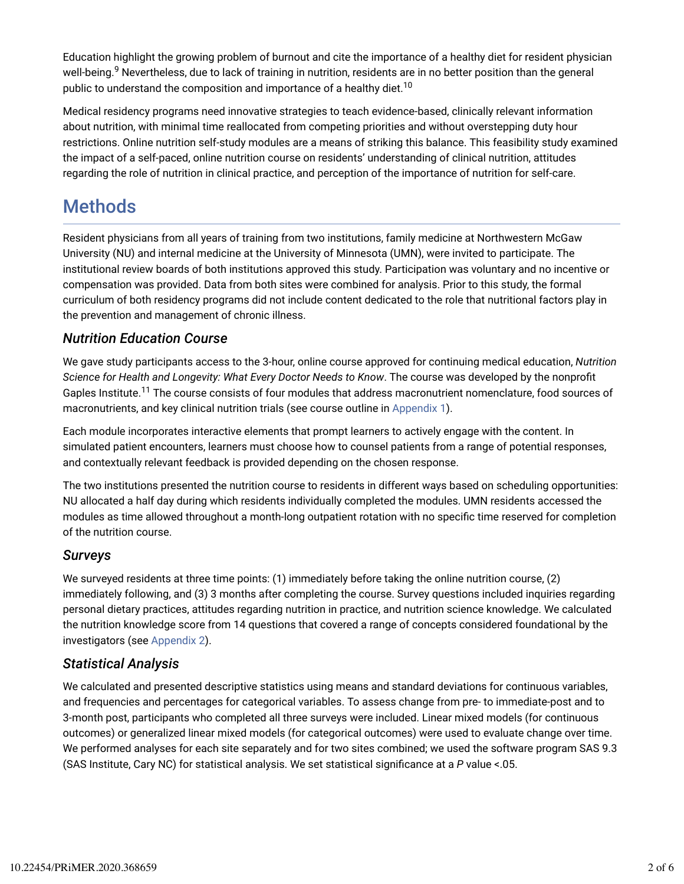Education highlight the growing problem of burnout and cite the importance of a healthy diet for resident physician well-being.[9] Nevertheless, due to lack of training in nutrition, residents are in no better position than the general public to understand the composition and importance of a healthy diet.[10]

Medical residency programs need innovative strategies to teach evidence-based, clinically relevant information about nutrition, with minimal time reallocated from competing priorities and without overstepping duty hour restrictions. Online nutrition self-study modules are a means of striking this balance. This feasibility study examined the impact of a self-paced, online nutrition course on residents' understanding of clinical nutrition, attitudes regarding the role of nutrition in clinical practice, and perception of the importance of nutrition for self-care.

# Methods

Resident physicians from all years of training from two institutions, family medicine at Northwestern McGaw University (NU) and internal medicine at the University of Minnesota (UMN), were invited to participate. The institutional review boards of both institutions approved this study. Participation was voluntary and no incentive or compensation was provided. Data from both sites were combined for analysis. Prior to this study, the formal curriculum of both residency programs did not include content dedicated to the role that nutritional factors play in the prevention and management of chronic illness.

## *Nutrition Education Course*

We gave study participants access to the 3-hour, online course approved for continuing medical education, *Nutrition Science for Health and Longevity: What Every Doctor Needs to Know*. The course was developed by the nonprofit Gaples Institute.[11] The course consists of four modules that address macronutrient nomenclature, food sources of macronutrients, and key clinical nutrition trials (see course outline in Appendix 1).

Each module incorporates interactive elements that prompt learners to actively engage with the content. In simulated patient encounters, learners must choose how to counsel patients from a range of potential responses, and contextually relevant feedback is provided depending on the chosen response.

The two institutions presented the nutrition course to residents in different ways based on scheduling opportunities: NU allocated a half day during which residents individually completed the modules. UMN residents accessed the modules as time allowed throughout a month-long outpatient rotation with no specific time reserved for completion of the nutrition course.

## *Surveys*

We surveyed residents at three time points: (1) immediately before taking the online nutrition course, (2) immediately following, and (3) 3 months after completing the course. Survey questions included inquiries regarding personal dietary practices, attitudes regarding nutrition in practice, and nutrition science knowledge. We calculated the nutrition knowledge score from 14 questions that covered a range of concepts considered foundational by the investigators (see Appendix 2).

## *Statistical Analysis*

We calculated and presented descriptive statistics using means and standard deviations for continuous variables, and frequencies and percentages for categorical variables. To assess change from pre- to immediate-post and to 3-month post, participants who completed all three surveys were included. Linear mixed models (for continuous outcomes) or generalized linear mixed models (for categorical outcomes) were used to evaluate change over time. We performed analyses for each site separately and for two sites combined; we used the software program SAS 9.3 (SAS Institute, Cary NC) for statistical analysis. We set statistical significance at a *P* value <.05.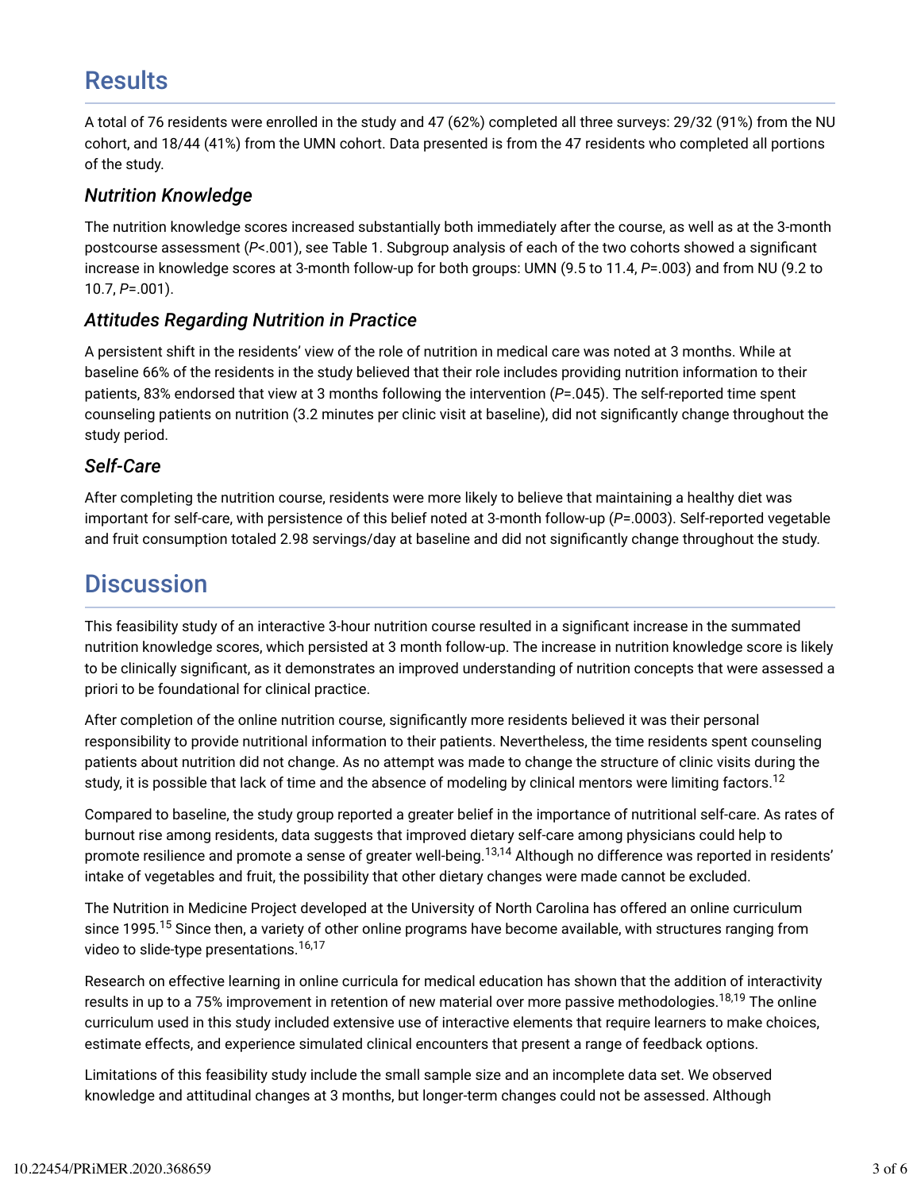# Results

A total of 76 residents were enrolled in the study and 47 (62%) completed all three surveys: 29/32 (91%) from the NU cohort, and 18/44 (41%) from the UMN cohort. Data presented is from the 47 residents who completed all portions of the study.

## *Nutrition Knowledge*

The nutrition knowledge scores increased substantially both immediately after the course, as well as at the 3-month postcourse assessment (*P*<.001), see Table 1. Subgroup analysis of each of the two cohorts showed a significant increase in knowledge scores at 3-month follow-up for both groups: UMN (9.5 to 11.4, *P*=.003) and from NU (9.2 to 10.7, *P*=.001).

## *Attitudes Regarding Nutrition in Practice*

A persistent shift in the residents' view of the role of nutrition in medical care was noted at 3 months. While at baseline 66% of the residents in the study believed that their role includes providing nutrition information to their patients, 83% endorsed that view at 3 months following the intervention (*P*=.045). The self-reported time spent counseling patients on nutrition (3.2 minutes per clinic visit at baseline), did not significantly change throughout the study period.

## *Self-Care*

After completing the nutrition course, residents were more likely to believe that maintaining a healthy diet was important for self-care, with persistence of this belief noted at 3-month follow-up (*P*=.0003). Self-reported vegetable and fruit consumption totaled 2.98 servings/day at baseline and did not significantly change throughout the study.

# Discussion

This feasibility study of an interactive 3-hour nutrition course resulted in a significant increase in the summated nutrition knowledge scores, which persisted at 3 month follow-up. The increase in nutrition knowledge score is likely to be clinically significant, as it demonstrates an improved understanding of nutrition concepts that were assessed a priori to be foundational for clinical practice.

After completion of the online nutrition course, significantly more residents believed it was their personal responsibility to provide nutritional information to their patients. Nevertheless, the time residents spent counseling patients about nutrition did not change. As no attempt was made to change the structure of clinic visits during the study, it is possible that lack of time and the absence of modeling by clinical mentors were limiting factors.[12]

Compared to baseline, the study group reported a greater belief in the importance of nutritional self-care. As rates of burnout rise among residents, data suggests that improved dietary self-care among physicians could help to promote resilience and promote a sense of greater well-being.[13,14] Although no difference was reported in residents' intake of vegetables and fruit, the possibility that other dietary changes were made cannot be excluded.

The Nutrition in Medicine Project developed at the University of North Carolina has offered an online curriculum since 1995.[15] Since then, a variety of other online programs have become available, with structures ranging from video to slide-type presentations.[16,17]

Research on effective learning in online curricula for medical education has shown that the addition of interactivity results in up to a 75% improvement in retention of new material over more passive methodologies.[18,19] The online curriculum used in this study included extensive use of interactive elements that require learners to make choices, estimate effects, and experience simulated clinical encounters that present a range of feedback options.

Limitations of this feasibility study include the small sample size and an incomplete data set. We observed knowledge and attitudinal changes at 3 months, but longer-term changes could not be assessed. Although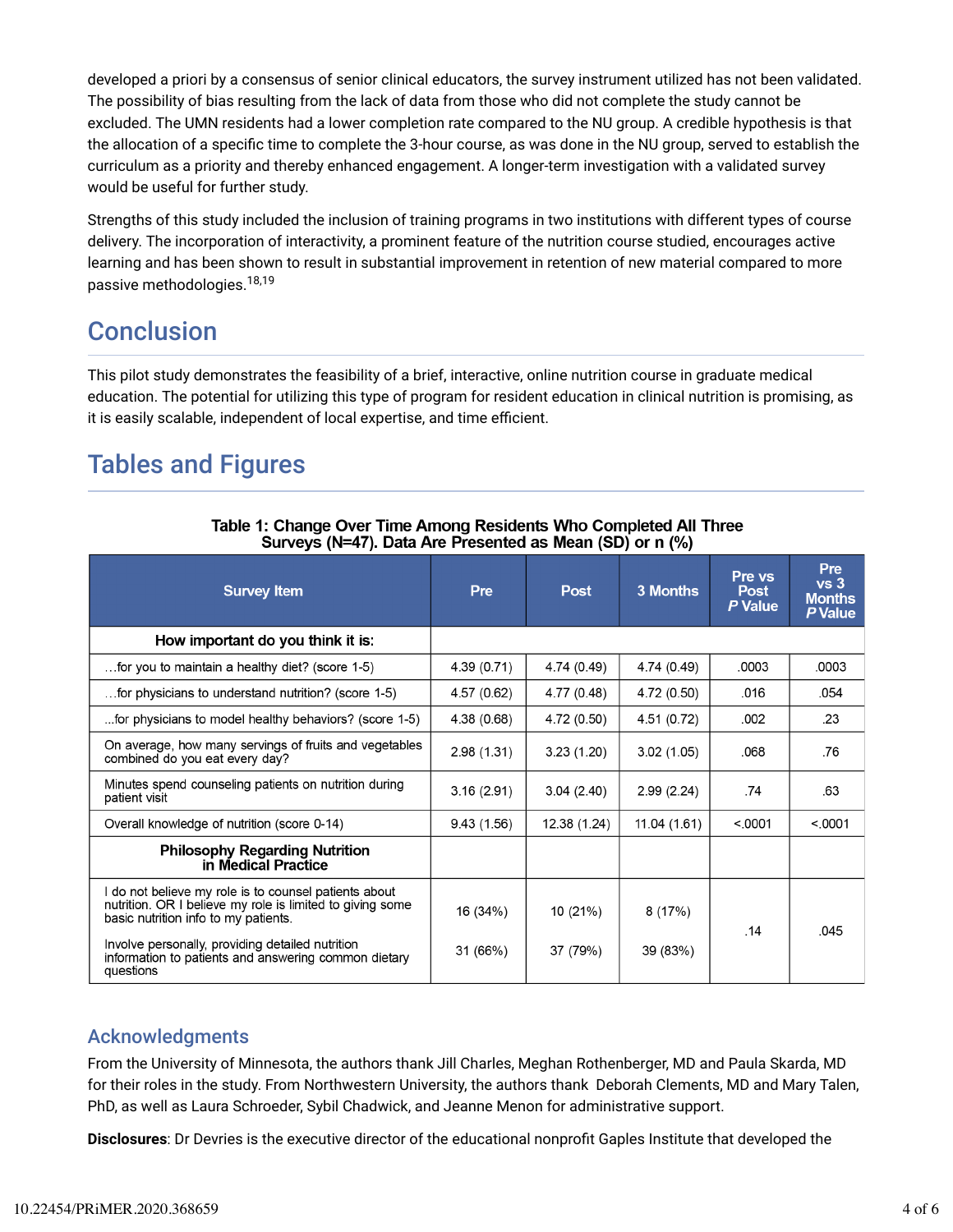developed a priori by a consensus of senior clinical educators, the survey instrument utilized has not been validated. The possibility of bias resulting from the lack of data from those who did not complete the study cannot be excluded. The UMN residents had a lower completion rate compared to the NU group. A credible hypothesis is that the allocation of a specific time to complete the 3-hour course, as was done in the NU group, served to establish the curriculum as a priority and thereby enhanced engagement. A longer-term investigation with a validated survey would be useful for further study.

Strengths of this study included the inclusion of training programs in two institutions with different types of course delivery. The incorporation of interactivity, a prominent feature of the nutrition course studied, encourages active learning and has been shown to result in substantial improvement in retention of new material compared to more passive methodologies.[18,19]

## Conclusion

This pilot study demonstrates the feasibility of a brief, interactive, online nutrition course in graduate medical education. The potential for utilizing this type of program for resident education in clinical nutrition is promising, as it is easily scalable, independent of local expertise, and time efficient.

## Tables and Figures

**Table 1: Change Over Time Among Residents Who Completed All Three Surveys (N=47). Data Are Presented as Mean (SD) or n (%)**

| Survey Item | Pre | Post | 3 Months | Pre vs Post *P* Value | Pre vs 3 Months *P* Value |
|---|---|---|---|---|---|
| **How important do you think it is:** | | | | | |
| …for you to maintain a healthy diet? (score 1-5) | 4.39 (0.71) | 4.74 (0.49) | 4.74 (0.49) | .0003 | .0003 |
| …for physicians to understand nutrition? (score 1-5) | 4.57 (0.62) | 4.77 (0.48) | 4.72 (0.50) | .016 | .054 |
| …for physicians to model healthy behaviors? (score 1-5) | 4.38 (0.68) | 4.72 (0.50) | 4.51 (0.72) | .002 | .23 |
| On average, how many servings of fruits and vegetables combined do you eat every day? | 2.98 (1.31) | 3.23 (1.20) | 3.02 (1.05) | .068 | .76 |
| Minutes spend counseling patients on nutrition during patient visit | 3.16 (2.91) | 3.04 (2.40) | 2.99 (2.24) | .74 | .63 |
| Overall knowledge of nutrition (score 0-14) | 9.43 (1.56) | 12.38 (1.24) | 11.04 (1.61) | <.0001 | <.0001 |
| **Philosophy Regarding Nutrition in Medical Practice** | | | | | |
| I do not believe my role is to counsel patients about nutrition. OR I believe my role is limited to giving some basic nutrition info to my patients. | 16 (34%) | 10 (21%) | 8 (17%) | .14 | .045 |
| Involve personally, providing detailed nutrition information to patients and answering common dietary questions | 31 (66%) | 37 (79%) | 39 (83%) | | |

### Acknowledgments

From the University of Minnesota, the authors thank Jill Charles, Meghan Rothenberger, MD and Paula Skarda, MD for their roles in the study. From Northwestern University, the authors thank Deborah Clements, MD and Mary Talen, PhD, as well as Laura Schroeder, Sybil Chadwick, and Jeanne Menon for administrative support.

**Disclosures**: Dr Devries is the executive director of the educational nonprofit Gaples Institute that developed the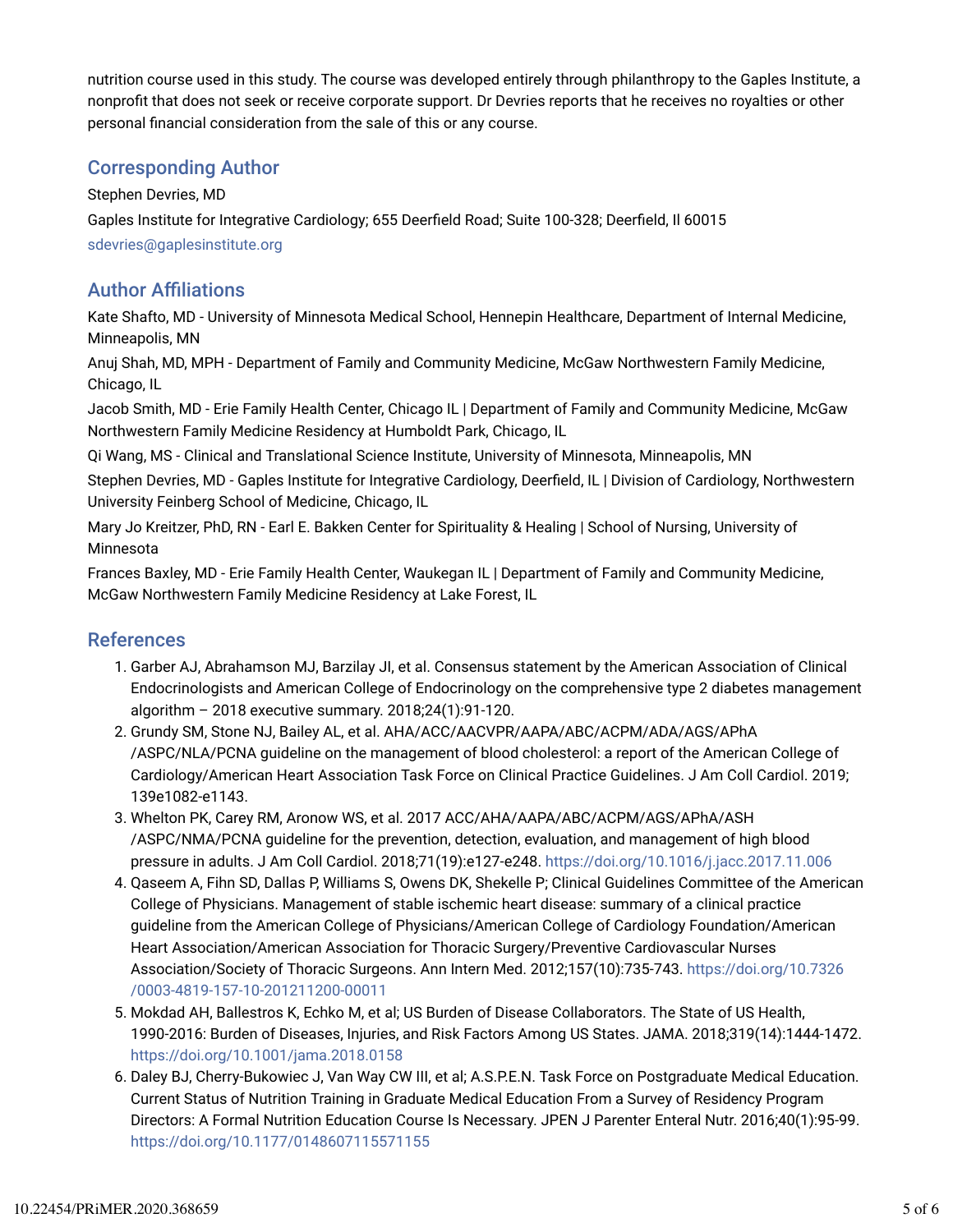nutrition course used in this study. The course was developed entirely through philanthropy to the Gaples Institute, a nonprofit that does not seek or receive corporate support. Dr Devries reports that he receives no royalties or other personal financial consideration from the sale of this or any course.

## Corresponding Author

Stephen Devries, MD

Gaples Institute for Integrative Cardiology; 655 Deerfield Road; Suite 100-328; Deerfield, Il 60015

sdevries@gaplesinstitute.org

## Author Affiliations

Kate Shafto, MD - University of Minnesota Medical School, Hennepin Healthcare, Department of Internal Medicine, Minneapolis, MN

Anuj Shah, MD, MPH - Department of Family and Community Medicine, McGaw Northwestern Family Medicine, Chicago, IL

Jacob Smith, MD - Erie Family Health Center, Chicago IL | Department of Family and Community Medicine, McGaw Northwestern Family Medicine Residency at Humboldt Park, Chicago, IL

Qi Wang, MS - Clinical and Translational Science Institute, University of Minnesota, Minneapolis, MN

Stephen Devries, MD - Gaples Institute for Integrative Cardiology, Deerfield, IL | Division of Cardiology, Northwestern University Feinberg School of Medicine, Chicago, IL

Mary Jo Kreitzer, PhD, RN - Earl E. Bakken Center for Spirituality & Healing | School of Nursing, University of Minnesota

Frances Baxley, MD - Erie Family Health Center, Waukegan IL | Department of Family and Community Medicine, McGaw Northwestern Family Medicine Residency at Lake Forest, IL

## References

1. Garber AJ, Abrahamson MJ, Barzilay JI, et al. Consensus statement by the American Association of Clinical Endocrinologists and American College of Endocrinology on the comprehensive type 2 diabetes management algorithm – 2018 executive summary. 2018;24(1):91-120.
2. Grundy SM, Stone NJ, Bailey AL, et al. AHA/ACC/AACVPR/AAPA/ABC/ACPM/ADA/AGS/APhA /ASPC/NLA/PCNA guideline on the management of blood cholesterol: a report of the American College of Cardiology/American Heart Association Task Force on Clinical Practice Guidelines. J Am Coll Cardiol. 2019; 139e1082-e1143.
3. Whelton PK, Carey RM, Aronow WS, et al. 2017 ACC/AHA/AAPA/ABC/ACPM/AGS/APhA/ASH /ASPC/NMA/PCNA guideline for the prevention, detection, evaluation, and management of high blood pressure in adults. J Am Coll Cardiol. 2018;71(19):e127-e248. https://doi.org/10.1016/j.jacc.2017.11.006
4. Qaseem A, Fihn SD, Dallas P, Williams S, Owens DK, Shekelle P; Clinical Guidelines Committee of the American College of Physicians. Management of stable ischemic heart disease: summary of a clinical practice guideline from the American College of Physicians/American College of Cardiology Foundation/American Heart Association/American Association for Thoracic Surgery/Preventive Cardiovascular Nurses Association/Society of Thoracic Surgeons. Ann Intern Med. 2012;157(10):735-743. https://doi.org/10.7326/0003-4819-157-10-201211200-00011
5. Mokdad AH, Ballestros K, Echko M, et al; US Burden of Disease Collaborators. The State of US Health, 1990-2016: Burden of Diseases, Injuries, and Risk Factors Among US States. JAMA. 2018;319(14):1444-1472. https://doi.org/10.1001/jama.2018.0158
6. Daley BJ, Cherry-Bukowiec J, Van Way CW III, et al; A.S.P.E.N. Task Force on Postgraduate Medical Education. Current Status of Nutrition Training in Graduate Medical Education From a Survey of Residency Program Directors: A Formal Nutrition Education Course Is Necessary. JPEN J Parenter Enteral Nutr. 2016;40(1):95-99. https://doi.org/10.1177/0148607115571155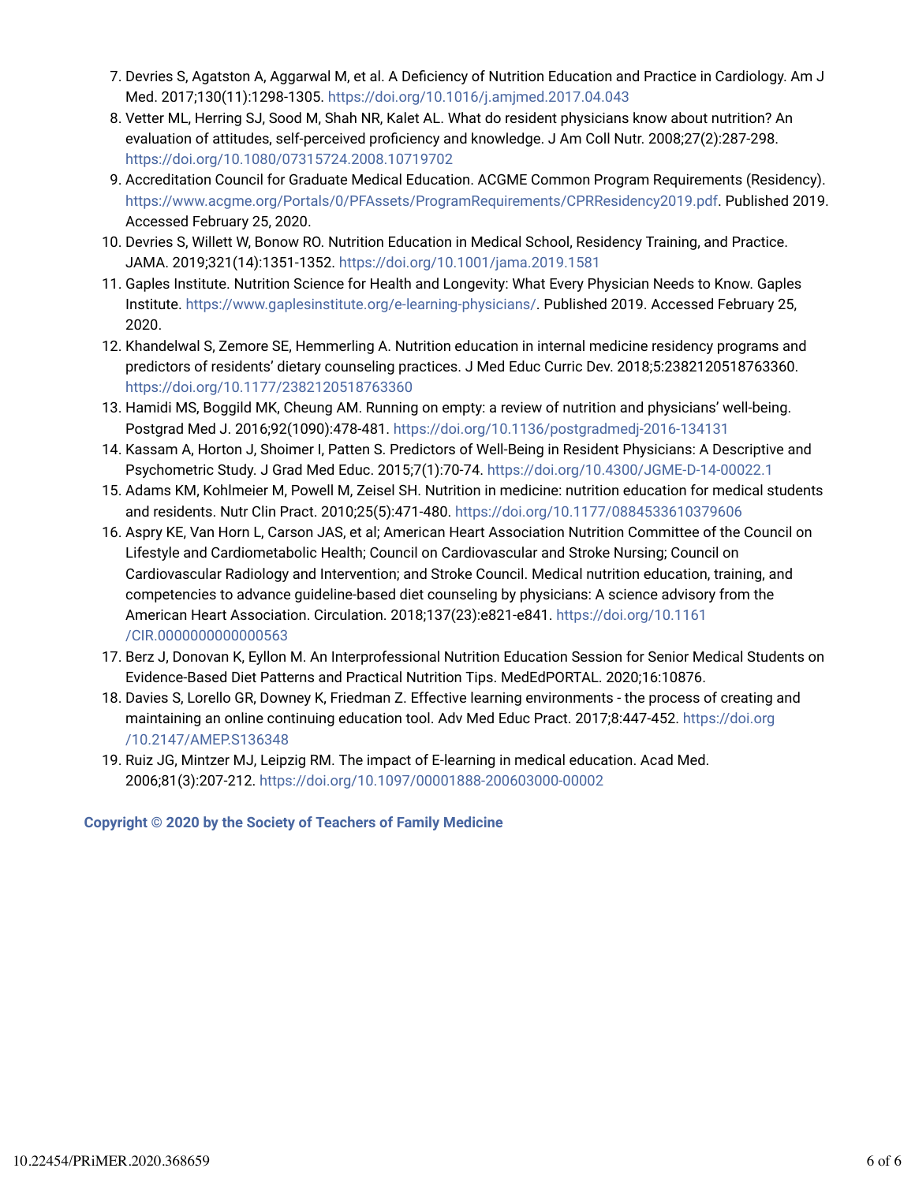7. Devries S, Agatston A, Aggarwal M, et al. A Deficiency of Nutrition Education and Practice in Cardiology. Am J Med. 2017;130(11):1298-1305. https://doi.org/10.1016/j.amjmed.2017.04.043
8. Vetter ML, Herring SJ, Sood M, Shah NR, Kalet AL. What do resident physicians know about nutrition? An evaluation of attitudes, self-perceived proficiency and knowledge. J Am Coll Nutr. 2008;27(2):287-298. https://doi.org/10.1080/07315724.2008.10719702
9. Accreditation Council for Graduate Medical Education. ACGME Common Program Requirements (Residency). https://www.acgme.org/Portals/0/PFAssets/ProgramRequirements/CPRResidency2019.pdf. Published 2019. Accessed February 25, 2020.
10. Devries S, Willett W, Bonow RO. Nutrition Education in Medical School, Residency Training, and Practice. JAMA. 2019;321(14):1351-1352. https://doi.org/10.1001/jama.2019.1581
11. Gaples Institute. Nutrition Science for Health and Longevity: What Every Physician Needs to Know. Gaples Institute. https://www.gaplesinstitute.org/e-learning-physicians/. Published 2019. Accessed February 25, 2020.
12. Khandelwal S, Zemore SE, Hemmerling A. Nutrition education in internal medicine residency programs and predictors of residents' dietary counseling practices. J Med Educ Curric Dev. 2018;5:2382120518763360. https://doi.org/10.1177/2382120518763360
13. Hamidi MS, Boggild MK, Cheung AM. Running on empty: a review of nutrition and physicians' well-being. Postgrad Med J. 2016;92(1090):478-481. https://doi.org/10.1136/postgradmedj-2016-134131
14. Kassam A, Horton J, Shoimer I, Patten S. Predictors of Well-Being in Resident Physicians: A Descriptive and Psychometric Study. J Grad Med Educ. 2015;7(1):70-74. https://doi.org/10.4300/JGME-D-14-00022.1
15. Adams KM, Kohlmeier M, Powell M, Zeisel SH. Nutrition in medicine: nutrition education for medical students and residents. Nutr Clin Pract. 2010;25(5):471-480. https://doi.org/10.1177/0884533610379606
16. Aspry KE, Van Horn L, Carson JAS, et al; American Heart Association Nutrition Committee of the Council on Lifestyle and Cardiometabolic Health; Council on Cardiovascular and Stroke Nursing; Council on Cardiovascular Radiology and Intervention; and Stroke Council. Medical nutrition education, training, and competencies to advance guideline-based diet counseling by physicians: A science advisory from the American Heart Association. Circulation. 2018;137(23):e821-e841. https://doi.org/10.1161/CIR.0000000000000563
17. Berz J, Donovan K, Eyllon M. An Interprofessional Nutrition Education Session for Senior Medical Students on Evidence-Based Diet Patterns and Practical Nutrition Tips. MedEdPORTAL. 2020;16:10876.
18. Davies S, Lorello GR, Downey K, Friedman Z. Effective learning environments - the process of creating and maintaining an online continuing education tool. Adv Med Educ Pract. 2017;8:447-452. https://doi.org/10.2147/AMEP.S136348
19. Ruiz JG, Mintzer MJ, Leipzig RM. The impact of E-learning in medical education. Acad Med. 2006;81(3):207-212. https://doi.org/10.1097/00001888-200603000-00002

**Copyright © 2020 by the Society of Teachers of Family Medicine**